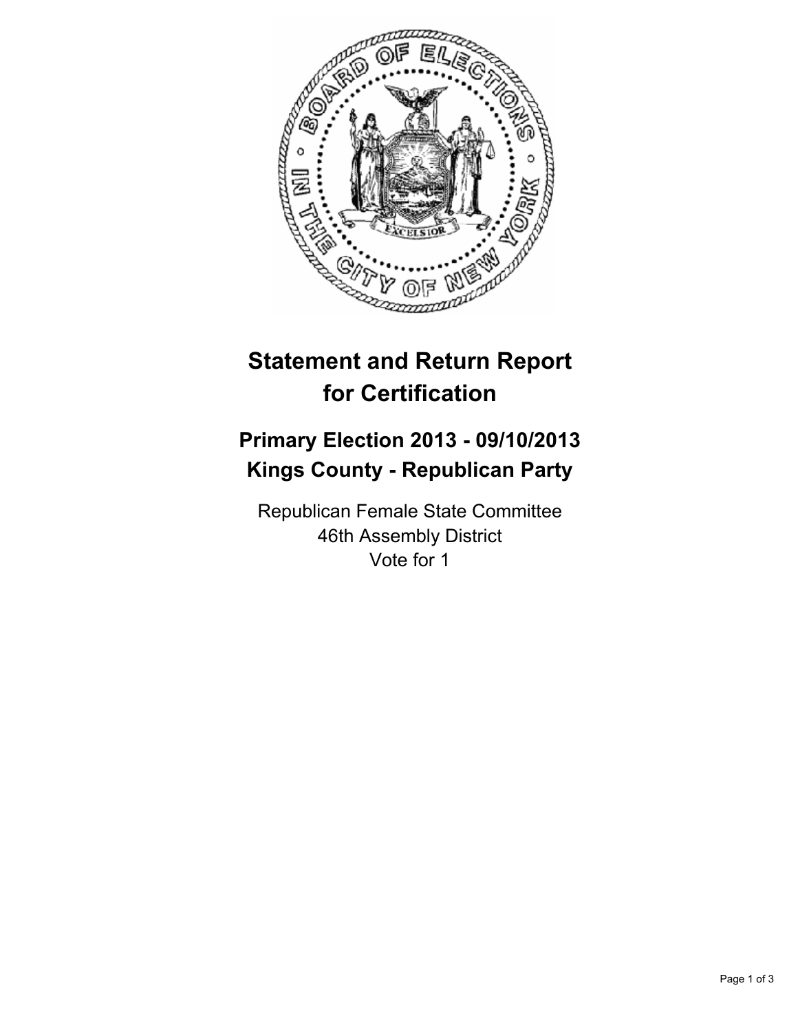# Statement and Return Report for Certification

## Primary Election 2013 - 09/10/2013
## Kings County - Republican Party

Republican Female State Committee
46th Assembly District
Vote for 1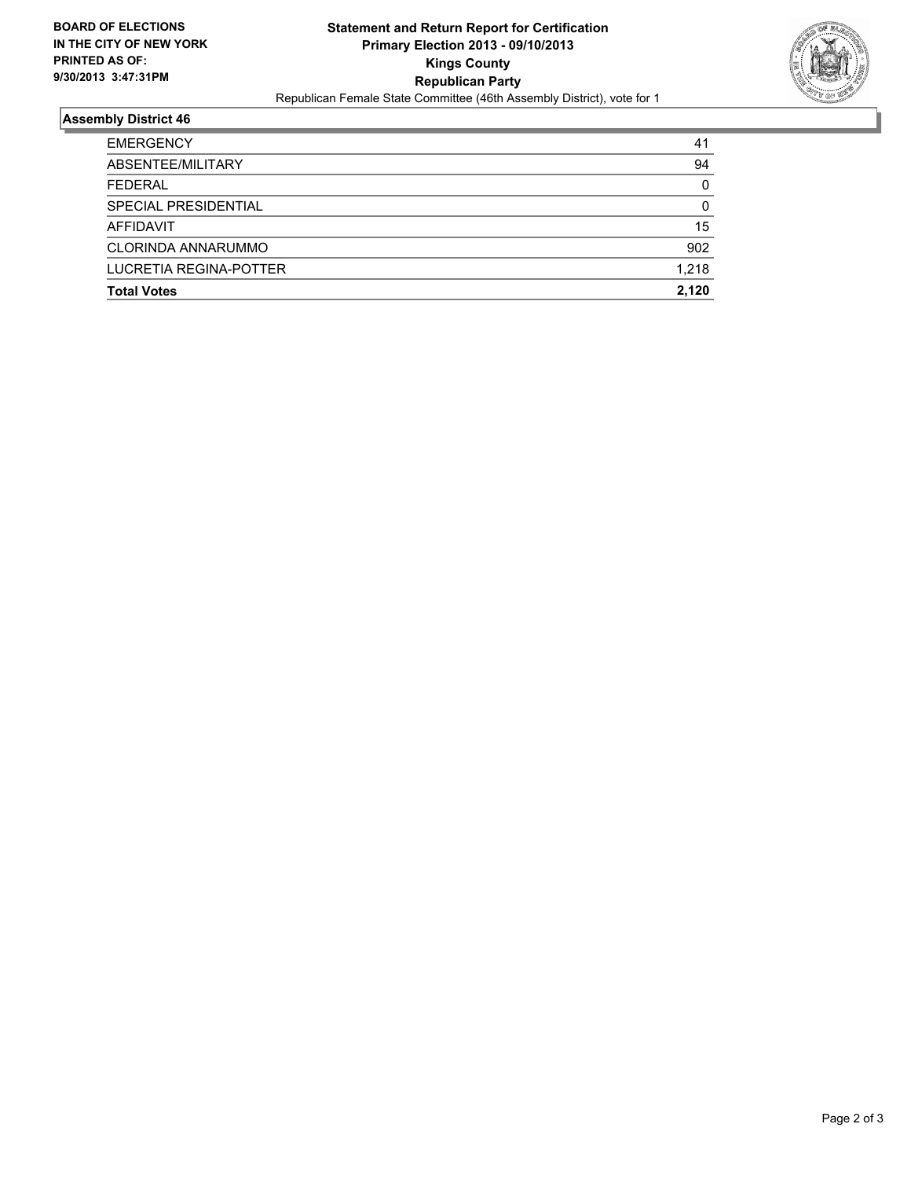**BOARD OF ELECTIONS IN THE CITY OF NEW YORK PRINTED AS OF: 9/30/2013 3:47:31PM**

# Statement and Return Report for Certification
## Primary Election 2013 - 09/10/2013
## Kings County
## Republican Party

Republican Female State Committee (46th Assembly District), vote for 1

### Assembly District 46

| | |
|---|---|
| EMERGENCY | 41 |
| ABSENTEE/MILITARY | 94 |
| FEDERAL | 0 |
| SPECIAL PRESIDENTIAL | 0 |
| AFFIDAVIT | 15 |
| CLORINDA ANNARUMMO | 902 |
| LUCRETIA REGINA-POTTER | 1,218 |
| **Total Votes** | **2,120** |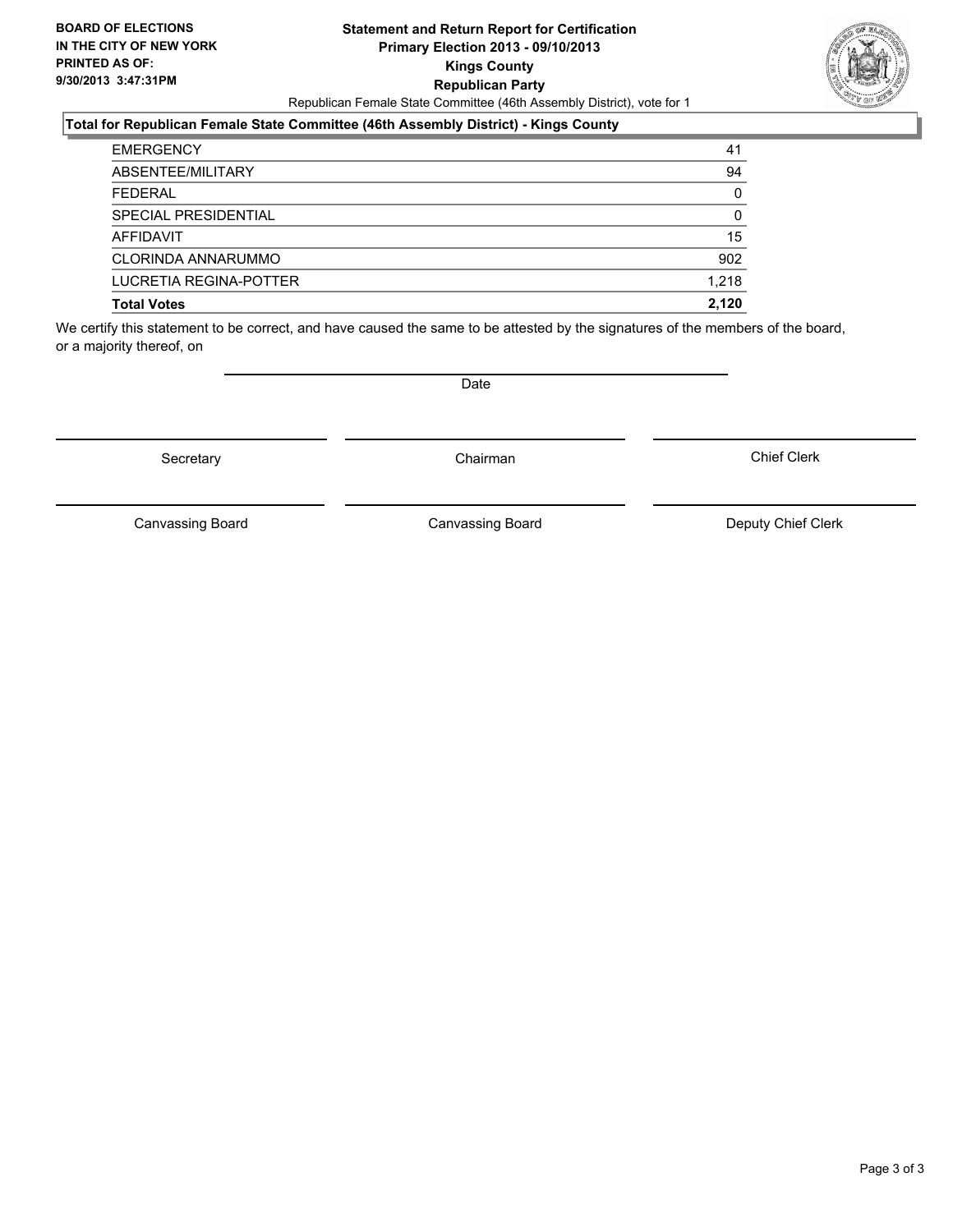**BOARD OF ELECTIONS IN THE CITY OF NEW YORK PRINTED AS OF: 9/30/2013 3:47:31PM**

**Statement and Return Report for Certification**
**Primary Election 2013 - 09/10/2013**
**Kings County**
**Republican Party**

Republican Female State Committee (46th Assembly District), vote for 1

**Total for Republican Female State Committee (46th Assembly District) - Kings County**

| | |
|---|---|
| EMERGENCY | 41 |
| ABSENTEE/MILITARY | 94 |
| FEDERAL | 0 |
| SPECIAL PRESIDENTIAL | 0 |
| AFFIDAVIT | 15 |
| CLORINDA ANNARUMMO | 902 |
| LUCRETIA REGINA-POTTER | 1,218 |
| **Total Votes** | **2,120** |

We certify this statement to be correct, and have caused the same to be attested by the signatures of the members of the board, or a majority thereof, on

Date

Secretary

Chairman

Chief Clerk

Canvassing Board

Canvassing Board

Deputy Chief Clerk